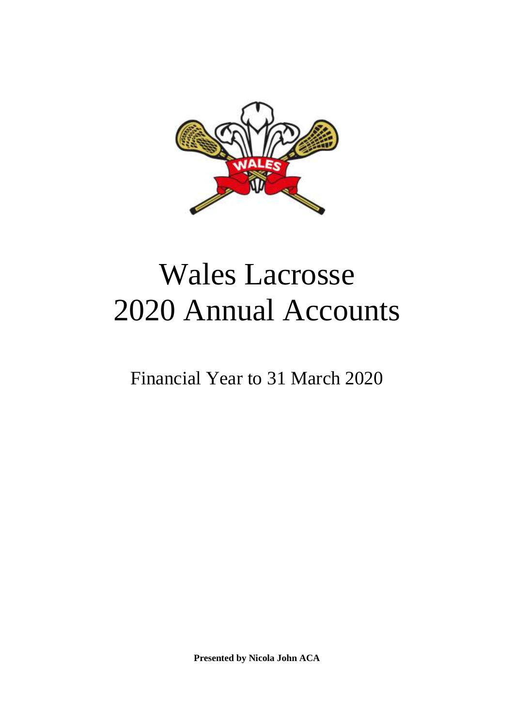# Wales Lacrosse
# 2020 Annual Accounts

Financial Year to 31 March 2020

**Presented by Nicola John ACA**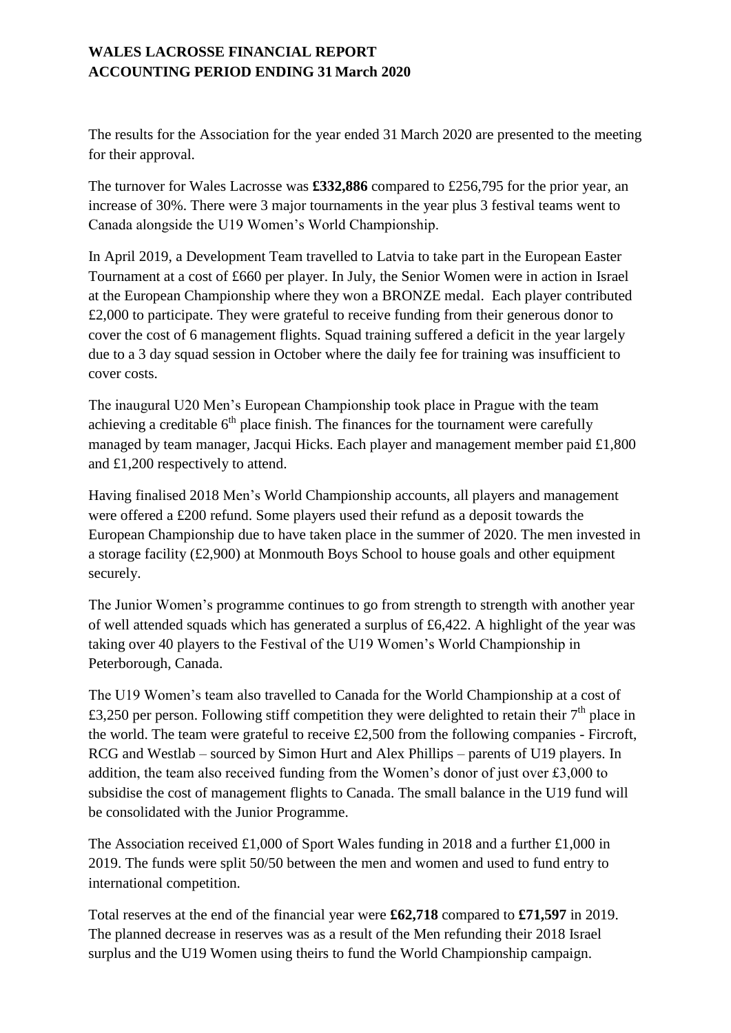**WALES LACROSSE FINANCIAL REPORT**
**ACCOUNTING PERIOD ENDING 31 March 2020**

The results for the Association for the year ended 31 March 2020 are presented to the meeting for their approval.

The turnover for Wales Lacrosse was **£332,886** compared to £256,795 for the prior year, an increase of 30%. There were 3 major tournaments in the year plus 3 festival teams went to Canada alongside the U19 Women's World Championship.

In April 2019, a Development Team travelled to Latvia to take part in the European Easter Tournament at a cost of £660 per player. In July, the Senior Women were in action in Israel at the European Championship where they won a BRONZE medal. Each player contributed £2,000 to participate. They were grateful to receive funding from their generous donor to cover the cost of 6 management flights. Squad training suffered a deficit in the year largely due to a 3 day squad session in October where the daily fee for training was insufficient to cover costs.

The inaugural U20 Men's European Championship took place in Prague with the team achieving a creditable 6th place finish. The finances for the tournament were carefully managed by team manager, Jacqui Hicks. Each player and management member paid £1,800 and £1,200 respectively to attend.

Having finalised 2018 Men's World Championship accounts, all players and management were offered a £200 refund. Some players used their refund as a deposit towards the European Championship due to have taken place in the summer of 2020. The men invested in a storage facility (£2,900) at Monmouth Boys School to house goals and other equipment securely.

The Junior Women's programme continues to go from strength to strength with another year of well attended squads which has generated a surplus of £6,422. A highlight of the year was taking over 40 players to the Festival of the U19 Women's World Championship in Peterborough, Canada.

The U19 Women's team also travelled to Canada for the World Championship at a cost of £3,250 per person. Following stiff competition they were delighted to retain their 7th place in the world. The team were grateful to receive £2,500 from the following companies - Fircroft, RCG and Westlab – sourced by Simon Hurt and Alex Phillips – parents of U19 players. In addition, the team also received funding from the Women's donor of just over £3,000 to subsidise the cost of management flights to Canada. The small balance in the U19 fund will be consolidated with the Junior Programme.

The Association received £1,000 of Sport Wales funding in 2018 and a further £1,000 in 2019. The funds were split 50/50 between the men and women and used to fund entry to international competition.

Total reserves at the end of the financial year were **£62,718** compared to **£71,597** in 2019. The planned decrease in reserves was as a result of the Men refunding their 2018 Israel surplus and the U19 Women using theirs to fund the World Championship campaign.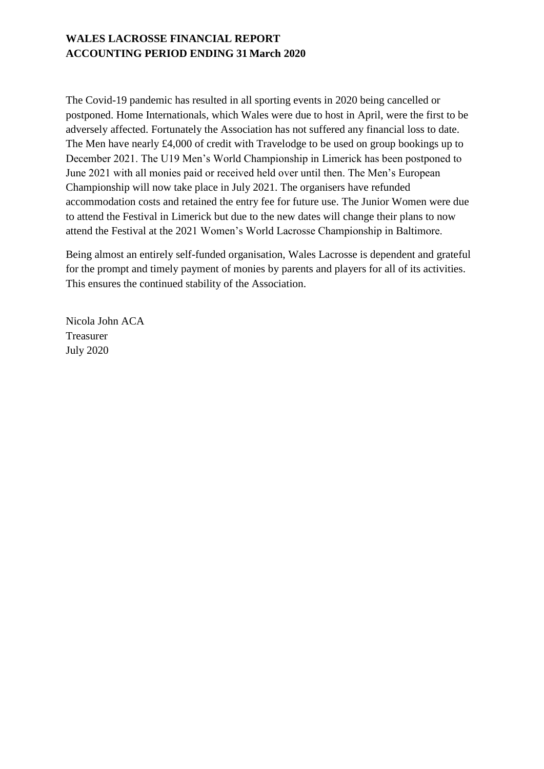**WALES LACROSSE FINANCIAL REPORT**
**ACCOUNTING PERIOD ENDING 31 March 2020**

The Covid-19 pandemic has resulted in all sporting events in 2020 being cancelled or postponed. Home Internationals, which Wales were due to host in April, were the first to be adversely affected. Fortunately the Association has not suffered any financial loss to date. The Men have nearly £4,000 of credit with Travelodge to be used on group bookings up to December 2021. The U19 Men's World Championship in Limerick has been postponed to June 2021 with all monies paid or received held over until then. The Men's European Championship will now take place in July 2021. The organisers have refunded accommodation costs and retained the entry fee for future use. The Junior Women were due to attend the Festival in Limerick but due to the new dates will change their plans to now attend the Festival at the 2021 Women's World Lacrosse Championship in Baltimore.

Being almost an entirely self-funded organisation, Wales Lacrosse is dependent and grateful for the prompt and timely payment of monies by parents and players for all of its activities. This ensures the continued stability of the Association.

Nicola John ACA
Treasurer
July 2020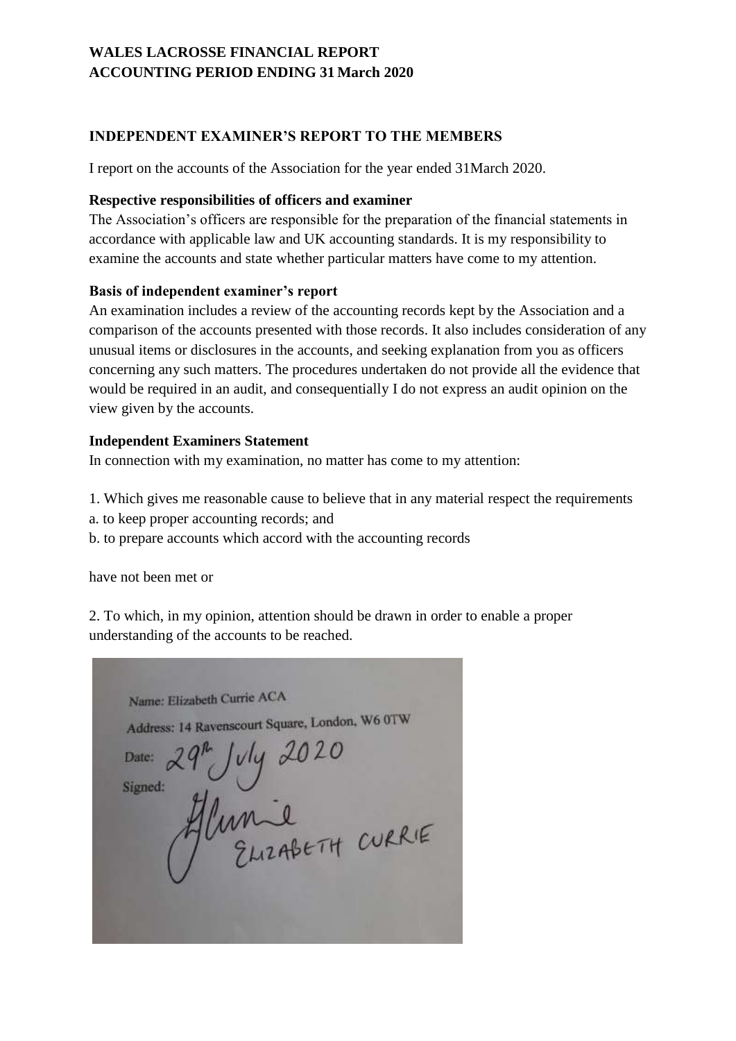# WALES LACROSSE FINANCIAL REPORT
# ACCOUNTING PERIOD ENDING 31 March 2020

## INDEPENDENT EXAMINER'S REPORT TO THE MEMBERS

I report on the accounts of the Association for the year ended 31March 2020.

### Respective responsibilities of officers and examiner

The Association's officers are responsible for the preparation of the financial statements in accordance with applicable law and UK accounting standards. It is my responsibility to examine the accounts and state whether particular matters have come to my attention.

### Basis of independent examiner's report

An examination includes a review of the accounting records kept by the Association and a comparison of the accounts presented with those records. It also includes consideration of any unusual items or disclosures in the accounts, and seeking explanation from you as officers concerning any such matters. The procedures undertaken do not provide all the evidence that would be required in an audit, and consequentially I do not express an audit opinion on the view given by the accounts.

### Independent Examiners Statement

In connection with my examination, no matter has come to my attention:

1. Which gives me reasonable cause to believe that in any material respect the requirements
a. to keep proper accounting records; and
b. to prepare accounts which accord with the accounting records

have not been met or

2. To which, in my opinion, attention should be drawn in order to enable a proper understanding of the accounts to be reached.

Name: Elizabeth Currie ACA

Address: 14 Ravenscourt Square, London, W6 0TW

Date: 29th July 2020

Signed: E Currie ELIZABETH CURRIE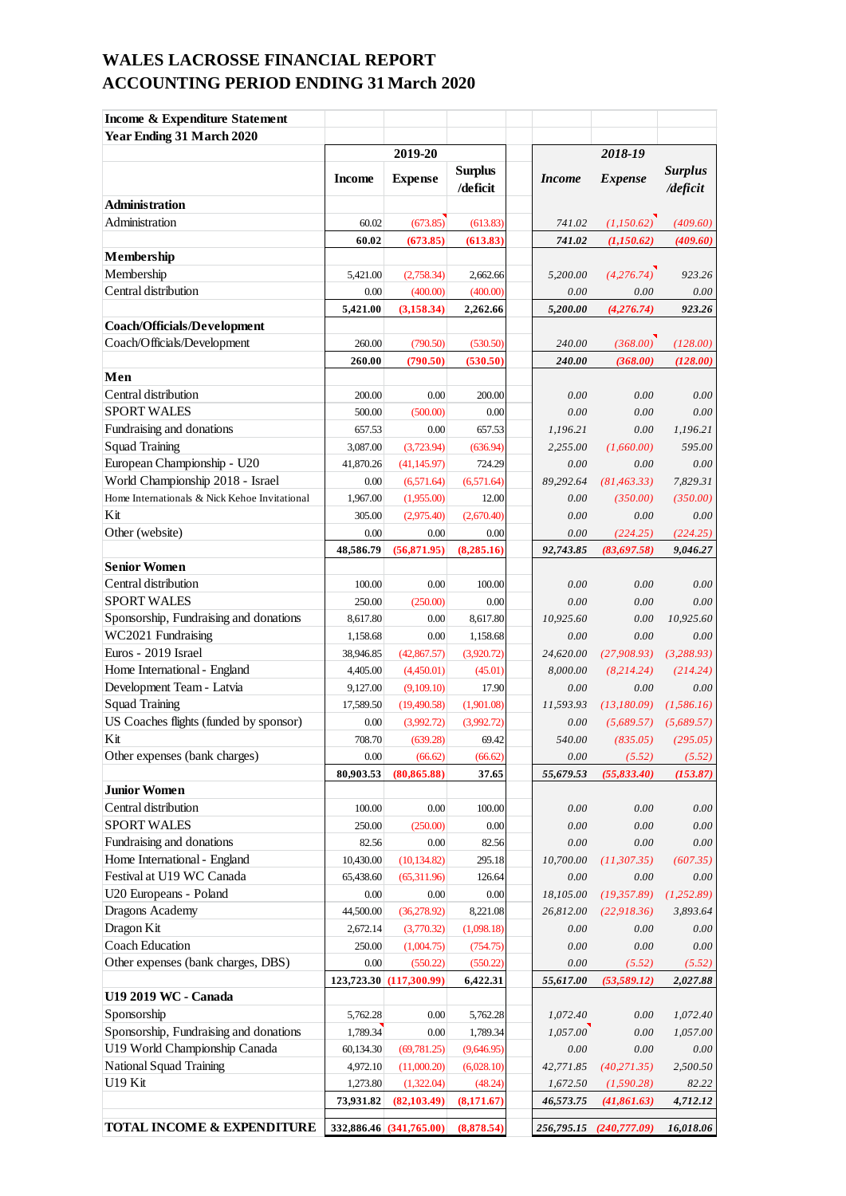# WALES LACROSSE FINANCIAL REPORT
# ACCOUNTING PERIOD ENDING 31 March 2020

| **Income & Expenditure Statement** | | | | | | |
|---|---|---|---|---|---|---|
| **Year Ending 31 March 2020** | | | | | | |
| | **2019-20** | | | ***2018-19*** | | |
| | **Income** | **Expense** | **Surplus /deficit** | ***Income*** | ***Expense*** | ***Surplus /deficit*** |
| **Administration** | | | | | | |
| Administration | 60.02 | (673.85) | (613.83) | *741.02* | *(1,150.62)* | *(409.60)* |
| | **60.02** | **(673.85)** | **(613.83)** | ***741.02*** | ***(1,150.62)*** | ***(409.60)*** |
| **Membership** | | | | | | |
| Membership | 5,421.00 | (2,758.34) | 2,662.66 | *5,200.00* | *(4,276.74)* | *923.26* |
| Central distribution | 0.00 | (400.00) | (400.00) | *0.00* | *0.00* | *0.00* |
| | **5,421.00** | **(3,158.34)** | **2,262.66** | ***5,200.00*** | ***(4,276.74)*** | ***923.26*** |
| **Coach/Officials/Development** | | | | | | |
| Coach/Officials/Development | 260.00 | (790.50) | (530.50) | *240.00* | *(368.00)* | *(128.00)* |
| | **260.00** | **(790.50)** | **(530.50)** | ***240.00*** | ***(368.00)*** | ***(128.00)*** |
| **Men** | | | | | | |
| Central distribution | 200.00 | 0.00 | 200.00 | *0.00* | *0.00* | *0.00* |
| SPORT WALES | 500.00 | (500.00) | 0.00 | *0.00* | *0.00* | *0.00* |
| Fundraising and donations | 657.53 | 0.00 | 657.53 | *1,196.21* | *0.00* | *1,196.21* |
| Squad Training | 3,087.00 | (3,723.94) | (636.94) | *2,255.00* | *(1,660.00)* | *595.00* |
| European Championship - U20 | 41,870.26 | (41,145.97) | 724.29 | *0.00* | *0.00* | *0.00* |
| World Championship 2018 - Israel | 0.00 | (6,571.64) | (6,571.64) | *89,292.64* | *(81,463.33)* | *7,829.31* |
| Home Internationals & Nick Kehoe Invitational | 1,967.00 | (1,955.00) | 12.00 | *0.00* | *(350.00)* | *(350.00)* |
| Kit | 305.00 | (2,975.40) | (2,670.40) | *0.00* | *0.00* | *0.00* |
| Other (website) | 0.00 | 0.00 | 0.00 | *0.00* | *(224.25)* | *(224.25)* |
| | **48,586.79** | **(56,871.95)** | **(8,285.16)** | ***92,743.85*** | ***(83,697.58)*** | ***9,046.27*** |
| **Senior Women** | | | | | | |
| Central distribution | 100.00 | 0.00 | 100.00 | *0.00* | *0.00* | *0.00* |
| SPORT WALES | 250.00 | (250.00) | 0.00 | *0.00* | *0.00* | *0.00* |
| Sponsorship, Fundraising and donations | 8,617.80 | 0.00 | 8,617.80 | *10,925.60* | *0.00* | *10,925.60* |
| WC2021 Fundraising | 1,158.68 | 0.00 | 1,158.68 | *0.00* | *0.00* | *0.00* |
| Euros - 2019 Israel | 38,946.85 | (42,867.57) | (3,920.72) | *24,620.00* | *(27,908.93)* | *(3,288.93)* |
| Home International - England | 4,405.00 | (4,450.01) | (45.01) | *8,000.00* | *(8,214.24)* | *(214.24)* |
| Development Team - Latvia | 9,127.00 | (9,109.10) | 17.90 | *0.00* | *0.00* | *0.00* |
| Squad Training | 17,589.50 | (19,490.58) | (1,901.08) | *11,593.93* | *(13,180.09)* | *(1,586.16)* |
| US Coaches flights (funded by sponsor) | 0.00 | (3,992.72) | (3,992.72) | *0.00* | *(5,689.57)* | *(5,689.57)* |
| Kit | 708.70 | (639.28) | 69.42 | *540.00* | *(835.05)* | *(295.05)* |
| Other expenses (bank charges) | 0.00 | (66.62) | (66.62) | *0.00* | *(5.52)* | *(5.52)* |
| | **80,903.53** | **(80,865.88)** | **37.65** | ***55,679.53*** | ***(55,833.40)*** | ***(153.87)*** |
| **Junior Women** | | | | | | |
| Central distribution | 100.00 | 0.00 | 100.00 | *0.00* | *0.00* | *0.00* |
| SPORT WALES | 250.00 | (250.00) | 0.00 | *0.00* | *0.00* | *0.00* |
| Fundraising and donations | 82.56 | 0.00 | 82.56 | *0.00* | *0.00* | *0.00* |
| Home International - England | 10,430.00 | (10,134.82) | 295.18 | *10,700.00* | *(11,307.35)* | *(607.35)* |
| Festival at U19 WC Canada | 65,438.60 | (65,311.96) | 126.64 | *0.00* | *0.00* | *0.00* |
| U20 Europeans - Poland | 0.00 | 0.00 | 0.00 | *18,105.00* | *(19,357.89)* | *(1,252.89)* |
| Dragons Academy | 44,500.00 | (36,278.92) | 8,221.08 | *26,812.00* | *(22,918.36)* | *3,893.64* |
| Dragon Kit | 2,672.14 | (3,770.32) | (1,098.18) | *0.00* | *0.00* | *0.00* |
| Coach Education | 250.00 | (1,004.75) | (754.75) | *0.00* | *0.00* | *0.00* |
| Other expenses (bank charges, DBS) | 0.00 | (550.22) | (550.22) | *0.00* | *(5.52)* | *(5.52)* |
| | **123,723.30** | **(117,300.99)** | **6,422.31** | ***55,617.00*** | ***(53,589.12)*** | ***2,027.88*** |
| **U19 2019 WC - Canada** | | | | | | |
| Sponsorship | 5,762.28 | 0.00 | 5,762.28 | *1,072.40* | *0.00* | *1,072.40* |
| Sponsorship, Fundraising and donations | 1,789.34 | 0.00 | 1,789.34 | *1,057.00* | *0.00* | *1,057.00* |
| U19 World Championship Canada | 60,134.30 | (69,781.25) | (9,646.95) | *0.00* | *0.00* | *0.00* |
| National Squad Training | 4,972.10 | (11,000.20) | (6,028.10) | *42,771.85* | *(40,271.35)* | *2,500.50* |
| U19 Kit | 1,273.80 | (1,322.04) | (48.24) | *1,672.50* | *(1,590.28)* | *82.22* |
| | **73,931.82** | **(82,103.49)** | **(8,171.67)** | ***46,573.75*** | ***(41,861.63)*** | ***4,712.12*** |
| **TOTAL INCOME & EXPENDITURE** | **332,886.46** | **(341,765.00)** | **(8,878.54)** | ***256,795.15*** | ***(240,777.09)*** | ***16,018.06*** |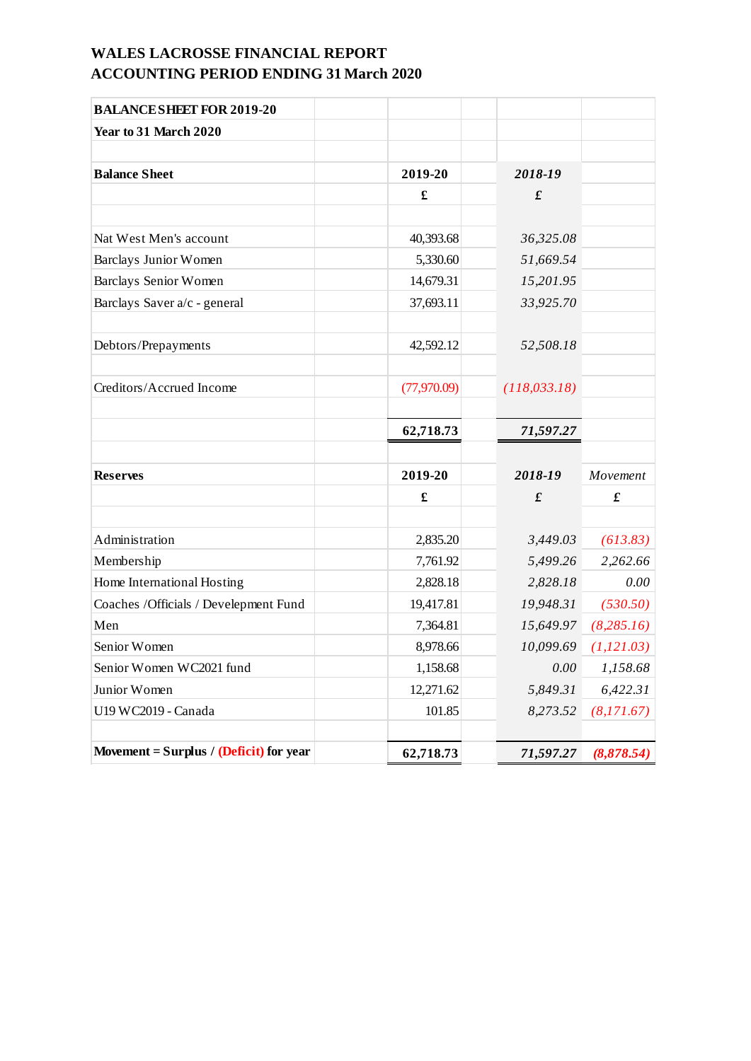# WALES LACROSSE FINANCIAL REPORT
# ACCOUNTING PERIOD ENDING 31 March 2020

| **BALANCE SHEET FOR 2019-20** | | | |
|---|---|---|---|
| **Year to 31 March 2020** | | | |
| | | | |
| **Balance Sheet** | **2019-20** | ***2018-19*** | |
| | **£** | ***£*** | |
| | | | |
| Nat West Men's account | 40,393.68 | *36,325.08* | |
| Barclays Junior Women | 5,330.60 | *51,669.54* | |
| Barclays Senior Women | 14,679.31 | *15,201.95* | |
| Barclays Saver a/c - general | 37,693.11 | *33,925.70* | |
| | | | |
| Debtors/Prepayments | 42,592.12 | *52,508.18* | |
| | | | |
| Creditors/Accrued Income | (77,970.09) | *(118,033.18)* | |
| | | | |
| | **62,718.73** | ***71,597.27*** | |
| | | | |
| **Reserves** | **2019-20** | ***2018-19*** | *Movement* |
| | **£** | ***£*** | ***£*** |
| | | | |
| Administration | 2,835.20 | *3,449.03* | *(613.83)* |
| Membership | 7,761.92 | *5,499.26* | *2,262.66* |
| Home International Hosting | 2,828.18 | *2,828.18* | *0.00* |
| Coaches /Officials / Develepment Fund | 19,417.81 | *19,948.31* | *(530.50)* |
| Men | 7,364.81 | *15,649.97* | *(8,285.16)* |
| Senior Women | 8,978.66 | *10,099.69* | *(1,121.03)* |
| Senior Women WC2021 fund | 1,158.68 | *0.00* | *1,158.68* |
| Junior Women | 12,271.62 | *5,849.31* | *6,422.31* |
| U19 WC2019 - Canada | 101.85 | *8,273.52* | *(8,171.67)* |
| | | | |
| **Movement = Surplus / (Deficit) for year** | **62,718.73** | ***71,597.27*** | ***(8,878.54)*** |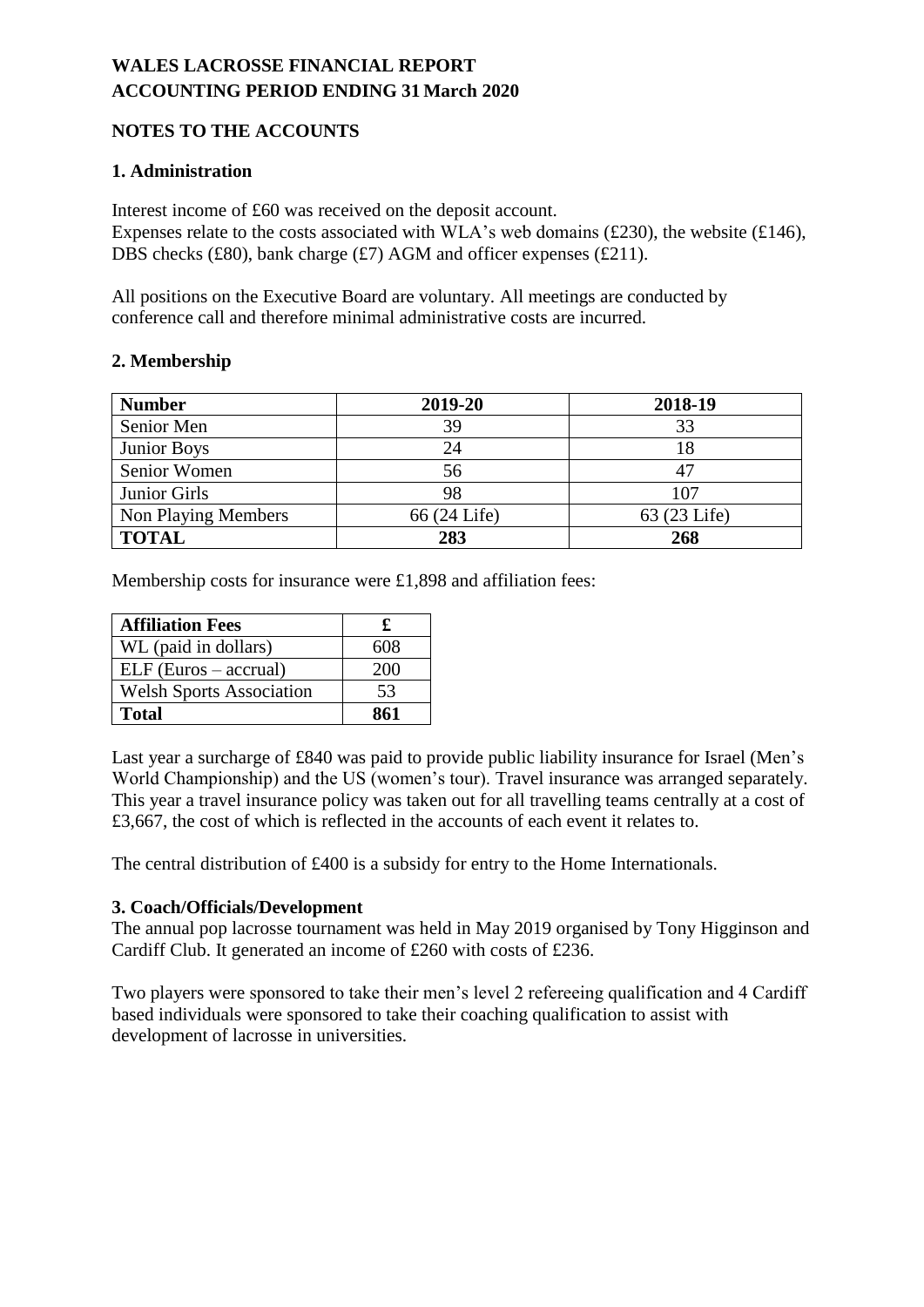**WALES LACROSSE FINANCIAL REPORT**
**ACCOUNTING PERIOD ENDING 31 March 2020**

**NOTES TO THE ACCOUNTS**

**1. Administration**

Interest income of £60 was received on the deposit account.
Expenses relate to the costs associated with WLA's web domains (£230), the website (£146), DBS checks (£80), bank charge (£7) AGM and officer expenses (£211).

All positions on the Executive Board are voluntary. All meetings are conducted by conference call and therefore minimal administrative costs are incurred.

**2. Membership**

| Number | 2019-20 | 2018-19 |
|---|---|---|
| Senior Men | 39 | 33 |
| Junior Boys | 24 | 18 |
| Senior Women | 56 | 47 |
| Junior Girls | 98 | 107 |
| Non Playing Members | 66 (24 Life) | 63 (23 Life) |
| **TOTAL** | **283** | **268** |

Membership costs for insurance were £1,898 and affiliation fees:

| Affiliation Fees | £ |
|---|---|
| WL (paid in dollars) | 608 |
| ELF (Euros – accrual) | 200 |
| Welsh Sports Association | 53 |
| **Total** | **861** |

Last year a surcharge of £840 was paid to provide public liability insurance for Israel (Men's World Championship) and the US (women's tour). Travel insurance was arranged separately. This year a travel insurance policy was taken out for all travelling teams centrally at a cost of £3,667, the cost of which is reflected in the accounts of each event it relates to.

The central distribution of £400 is a subsidy for entry to the Home Internationals.

**3. Coach/Officials/Development**

The annual pop lacrosse tournament was held in May 2019 organised by Tony Higginson and Cardiff Club. It generated an income of £260 with costs of £236.

Two players were sponsored to take their men's level 2 refereeing qualification and 4 Cardiff based individuals were sponsored to take their coaching qualification to assist with development of lacrosse in universities.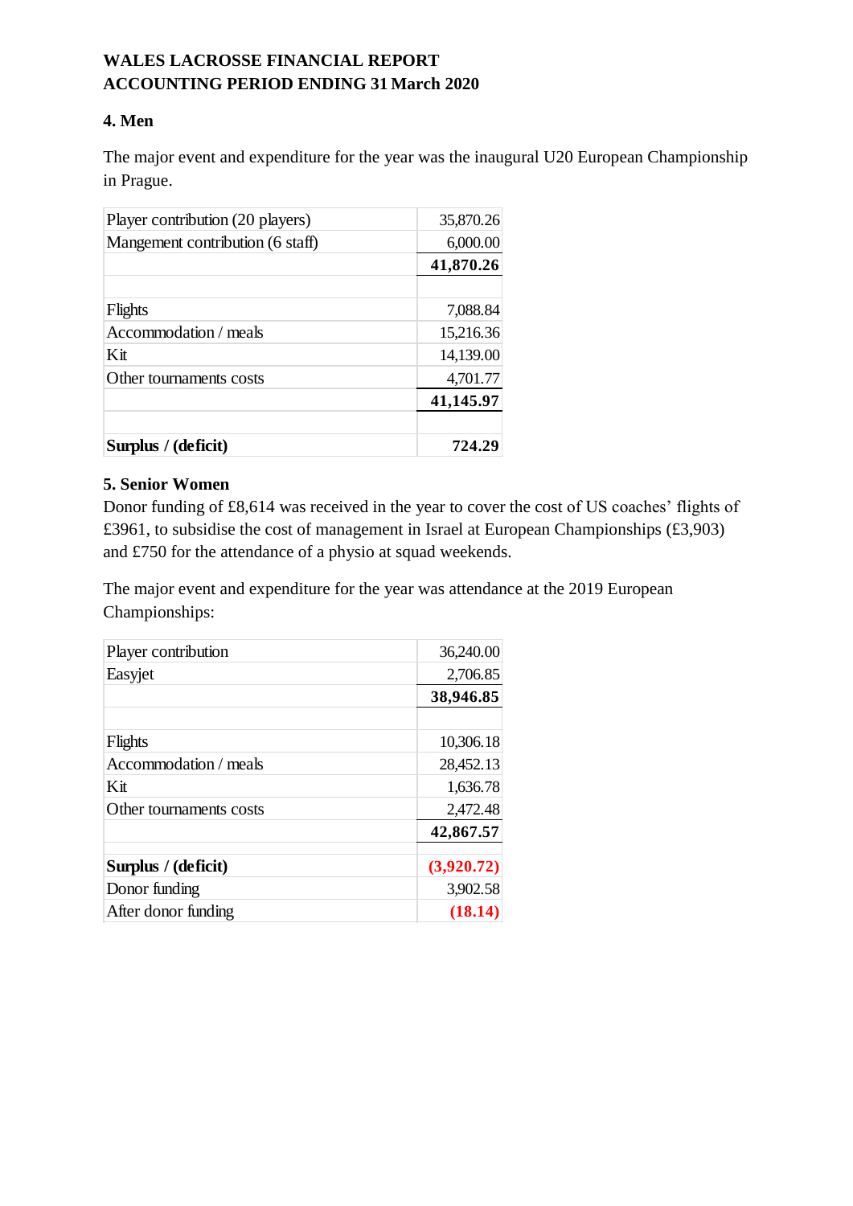**WALES LACROSSE FINANCIAL REPORT**
**ACCOUNTING PERIOD ENDING 31 March 2020**

## 4. Men

The major event and expenditure for the year was the inaugural U20 European Championship in Prague.

| | |
|---|---|
| Player contribution (20 players) | 35,870.26 |
| Mangement contribution (6 staff) | 6,000.00 |
| | **41,870.26** |
| | |
| Flights | 7,088.84 |
| Accommodation / meals | 15,216.36 |
| Kit | 14,139.00 |
| Other tournaments costs | 4,701.77 |
| | **41,145.97** |
| | |
| **Surplus / (deficit)** | **724.29** |

## 5. Senior Women

Donor funding of £8,614 was received in the year to cover the cost of US coaches' flights of £3961, to subsidise the cost of management in Israel at European Championships (£3,903) and £750 for the attendance of a physio at squad weekends.

The major event and expenditure for the year was attendance at the 2019 European Championships:

| | |
|---|---|
| Player contribution | 36,240.00 |
| Easyjet | 2,706.85 |
| | **38,946.85** |
| | |
| Flights | 10,306.18 |
| Accommodation / meals | 28,452.13 |
| Kit | 1,636.78 |
| Other tournaments costs | 2,472.48 |
| | **42,867.57** |
| | |
| **Surplus / (deficit)** | **(3,920.72)** |
| Donor funding | 3,902.58 |
| After donor funding | **(18.14)** |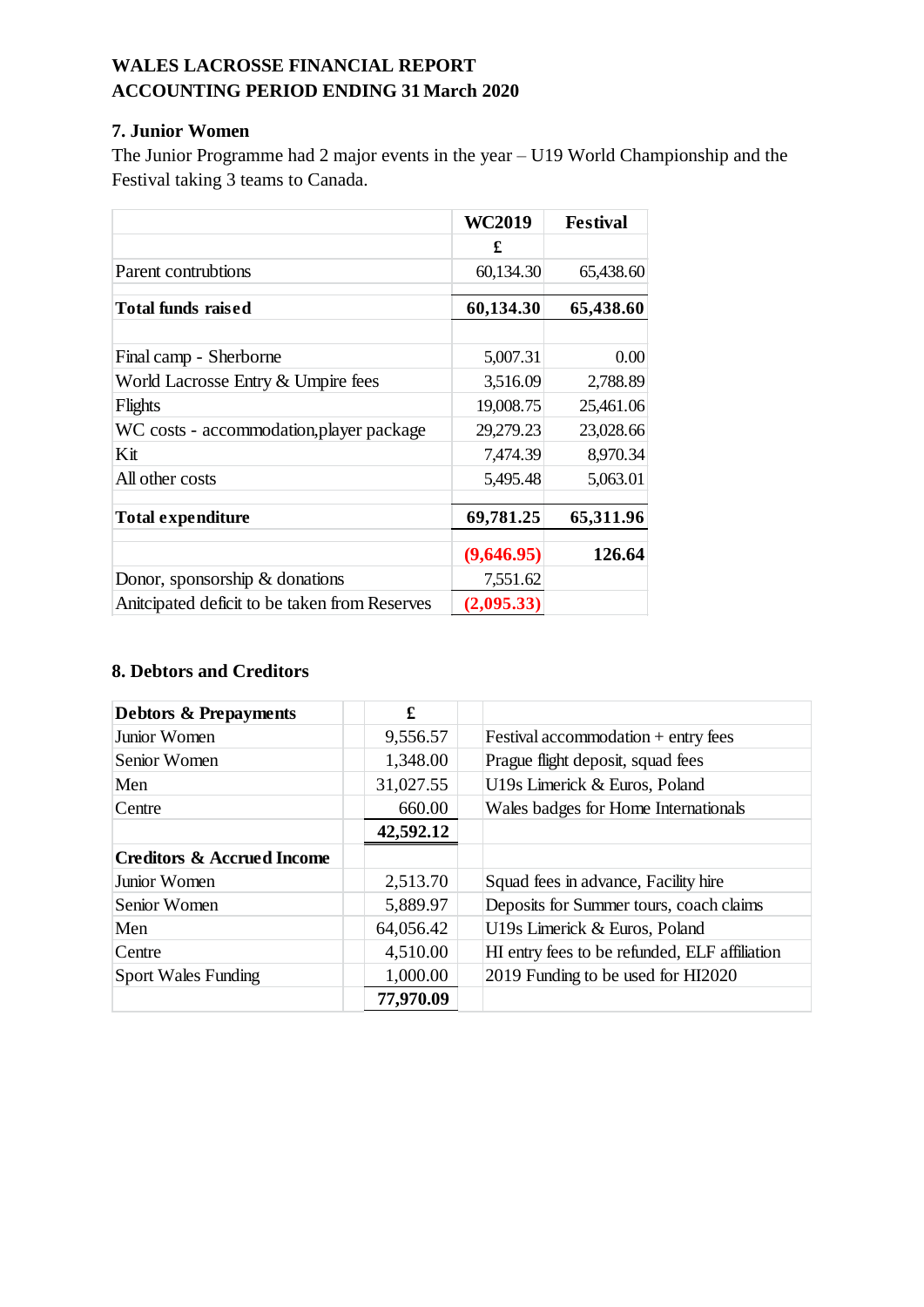# WALES LACROSSE FINANCIAL REPORT
# ACCOUNTING PERIOD ENDING 31 March 2020

## 7. Junior Women

The Junior Programme had 2 major events in the year – U19 World Championship and the Festival taking 3 teams to Canada.

| | WC2019 | Festival |
|---|---|---|
| | £ | |
| Parent contrubtions | 60,134.30 | 65,438.60 |
| **Total funds raised** | **60,134.30** | **65,438.60** |
| | | |
| Final camp - Sherborne | 5,007.31 | 0.00 |
| World Lacrosse Entry & Umpire fees | 3,516.09 | 2,788.89 |
| Flights | 19,008.75 | 25,461.06 |
| WC costs - accommodation,player package | 29,279.23 | 23,028.66 |
| Kit | 7,474.39 | 8,970.34 |
| All other costs | 5,495.48 | 5,063.01 |
| **Total expenditure** | **69,781.25** | **65,311.96** |
| | **(9,646.95)** | **126.64** |
| Donor, sponsorship & donations | 7,551.62 | |
| Anitcipated deficit to be taken from Reserves | **(2,095.33)** | |

## 8. Debtors and Creditors

| **Debtors & Prepayments** | £ | |
|---|---|---|
| Junior Women | 9,556.57 | Festival accommodation + entry fees |
| Senior Women | 1,348.00 | Prague flight deposit, squad fees |
| Men | 31,027.55 | U19s Limerick & Euros, Poland |
| Centre | 660.00 | Wales badges for Home Internationals |
| | **42,592.12** | |
| **Creditors & Accrued Income** | | |
| Junior Women | 2,513.70 | Squad fees in advance, Facility hire |
| Senior Women | 5,889.97 | Deposits for Summer tours, coach claims |
| Men | 64,056.42 | U19s Limerick & Euros, Poland |
| Centre | 4,510.00 | HI entry fees to be refunded, ELF affiliation |
| Sport Wales Funding | 1,000.00 | 2019 Funding to be used for HI2020 |
| | **77,970.09** | |